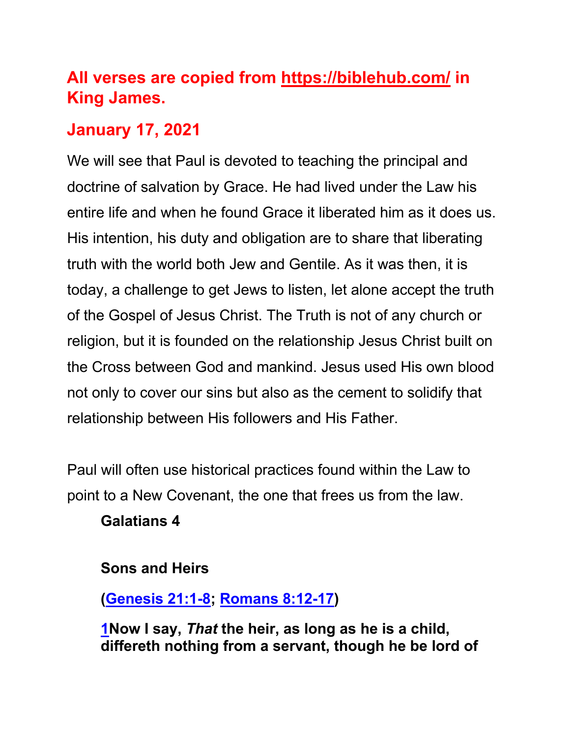## All verses are copied from https://biblehub.com/ in King James.

## January 17, 2021

We will see that Paul is devoted to teaching the principal and doctrine of salvation by Grace. He had lived under the Law his entire life and when he found Grace it liberated him as it does us. His intention, his duty and obligation are to share that liberating truth with the world both Jew and Gentile. As it was then, it is today, a challenge to get Jews to listen, let alone accept the truth of the Gospel of Jesus Christ. The Truth is not of any church or religion, but it is founded on the relationship Jesus Christ built on the Cross between God and mankind. Jesus used His own blood not only to cover our sins but also as the cement to solidify that relationship between His followers and His Father.

Paul will often use historical practices found within the Law to point to a New Covenant, the one that frees us from the law.

**Galatians 4**

**Sons and Heirs**

**(Genesis 21:1-8; Romans 8:12-17)**

**1Now I say, *That* the heir, as long as he is a child, differeth nothing from a servant, though he be lord of**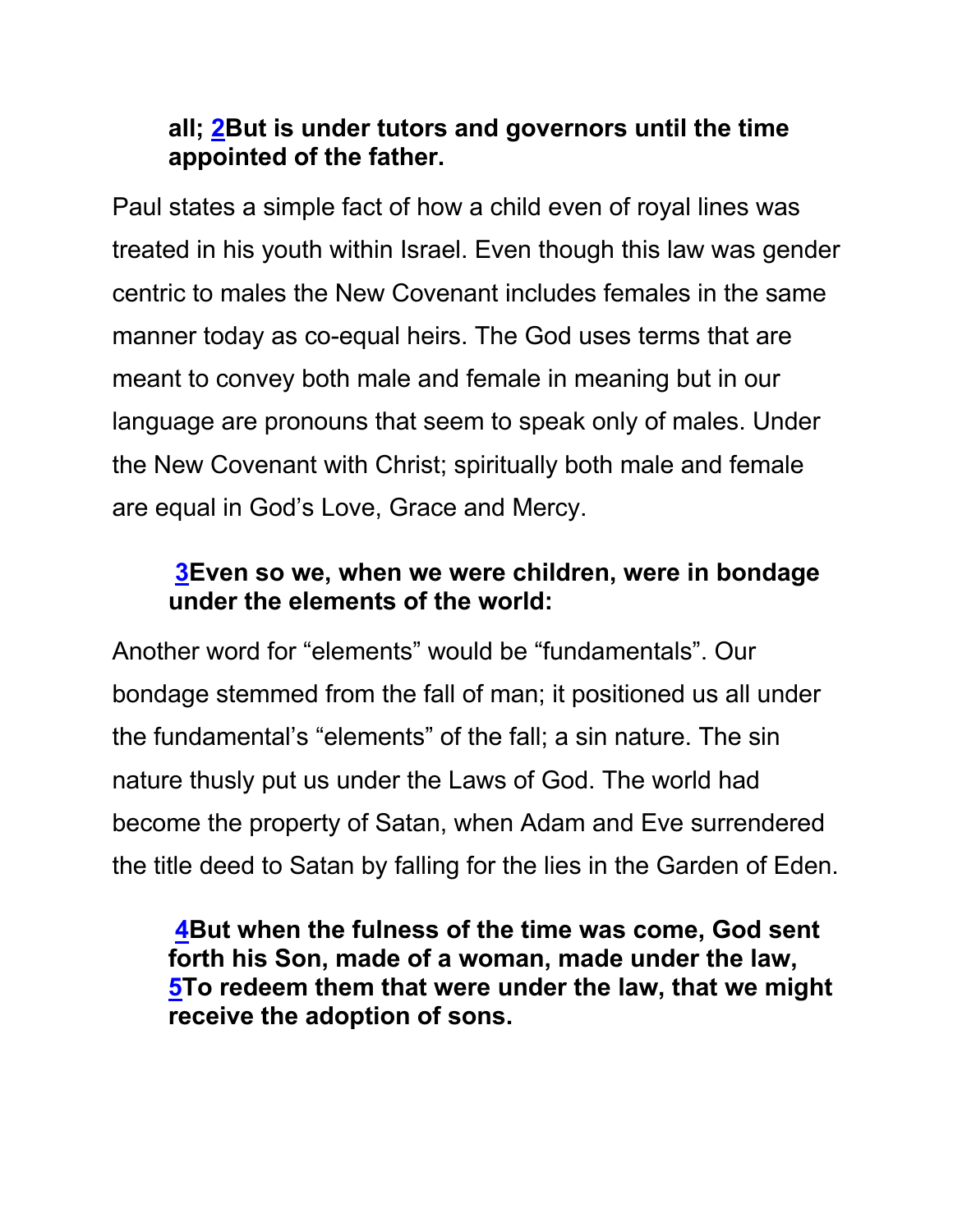**all; 2But is under tutors and governors until the time appointed of the father.**

Paul states a simple fact of how a child even of royal lines was treated in his youth within Israel. Even though this law was gender centric to males the New Covenant includes females in the same manner today as co-equal heirs. The God uses terms that are meant to convey both male and female in meaning but in our language are pronouns that seem to speak only of males. Under the New Covenant with Christ; spiritually both male and female are equal in God's Love, Grace and Mercy.

**3Even so we, when we were children, were in bondage under the elements of the world:**

Another word for "elements" would be "fundamentals". Our bondage stemmed from the fall of man; it positioned us all under the fundamental's "elements" of the fall; a sin nature. The sin nature thusly put us under the Laws of God. The world had become the property of Satan, when Adam and Eve surrendered the title deed to Satan by falling for the lies in the Garden of Eden.

**4But when the fulness of the time was come, God sent forth his Son, made of a woman, made under the law, 5To redeem them that were under the law, that we might receive the adoption of sons.**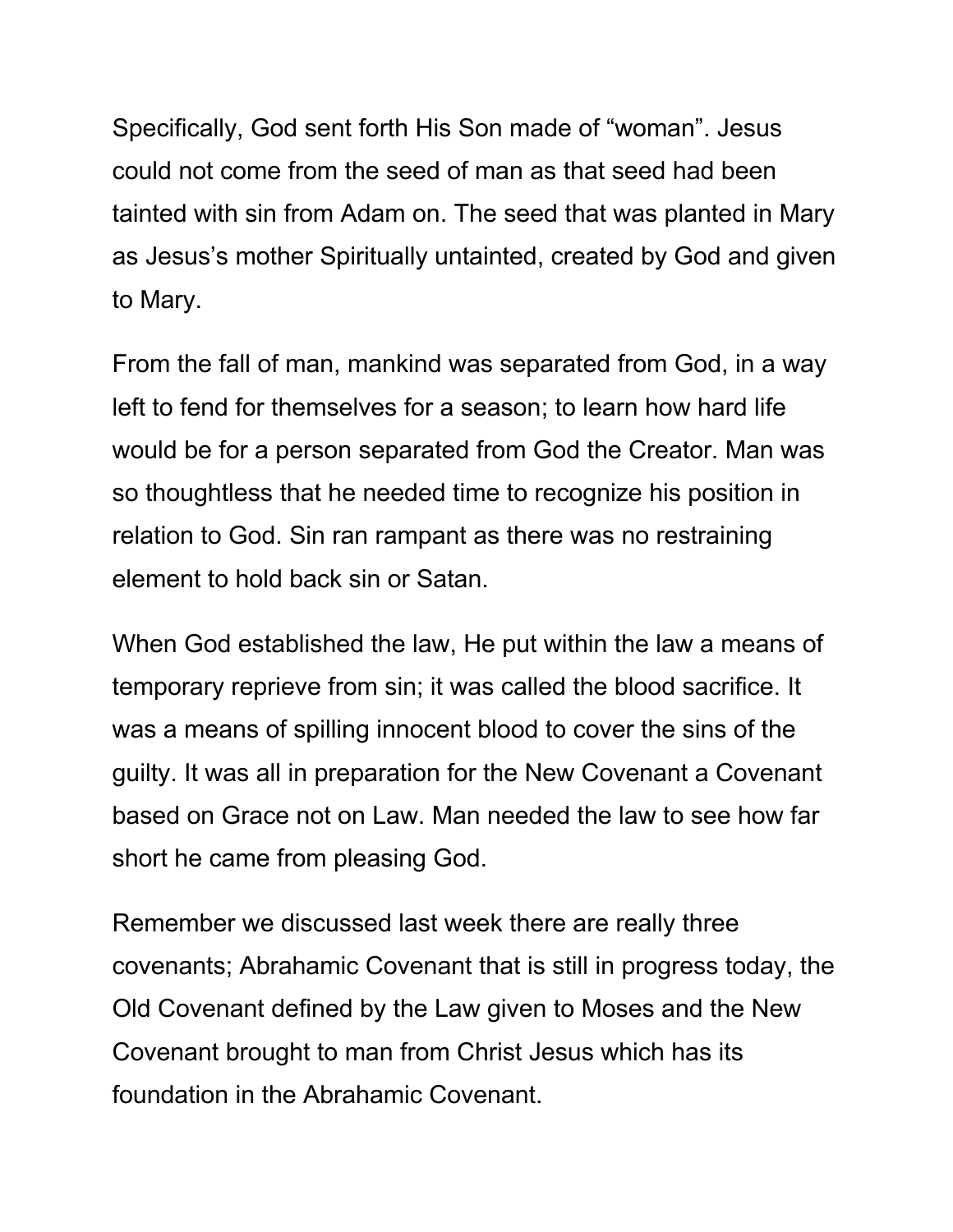Specifically, God sent forth His Son made of "woman". Jesus could not come from the seed of man as that seed had been tainted with sin from Adam on. The seed that was planted in Mary as Jesus's mother Spiritually untainted, created by God and given to Mary.

From the fall of man, mankind was separated from God, in a way left to fend for themselves for a season; to learn how hard life would be for a person separated from God the Creator. Man was so thoughtless that he needed time to recognize his position in relation to God. Sin ran rampant as there was no restraining element to hold back sin or Satan.

When God established the law, He put within the law a means of temporary reprieve from sin; it was called the blood sacrifice. It was a means of spilling innocent blood to cover the sins of the guilty. It was all in preparation for the New Covenant a Covenant based on Grace not on Law. Man needed the law to see how far short he came from pleasing God.

Remember we discussed last week there are really three covenants; Abrahamic Covenant that is still in progress today, the Old Covenant defined by the Law given to Moses and the New Covenant brought to man from Christ Jesus which has its foundation in the Abrahamic Covenant.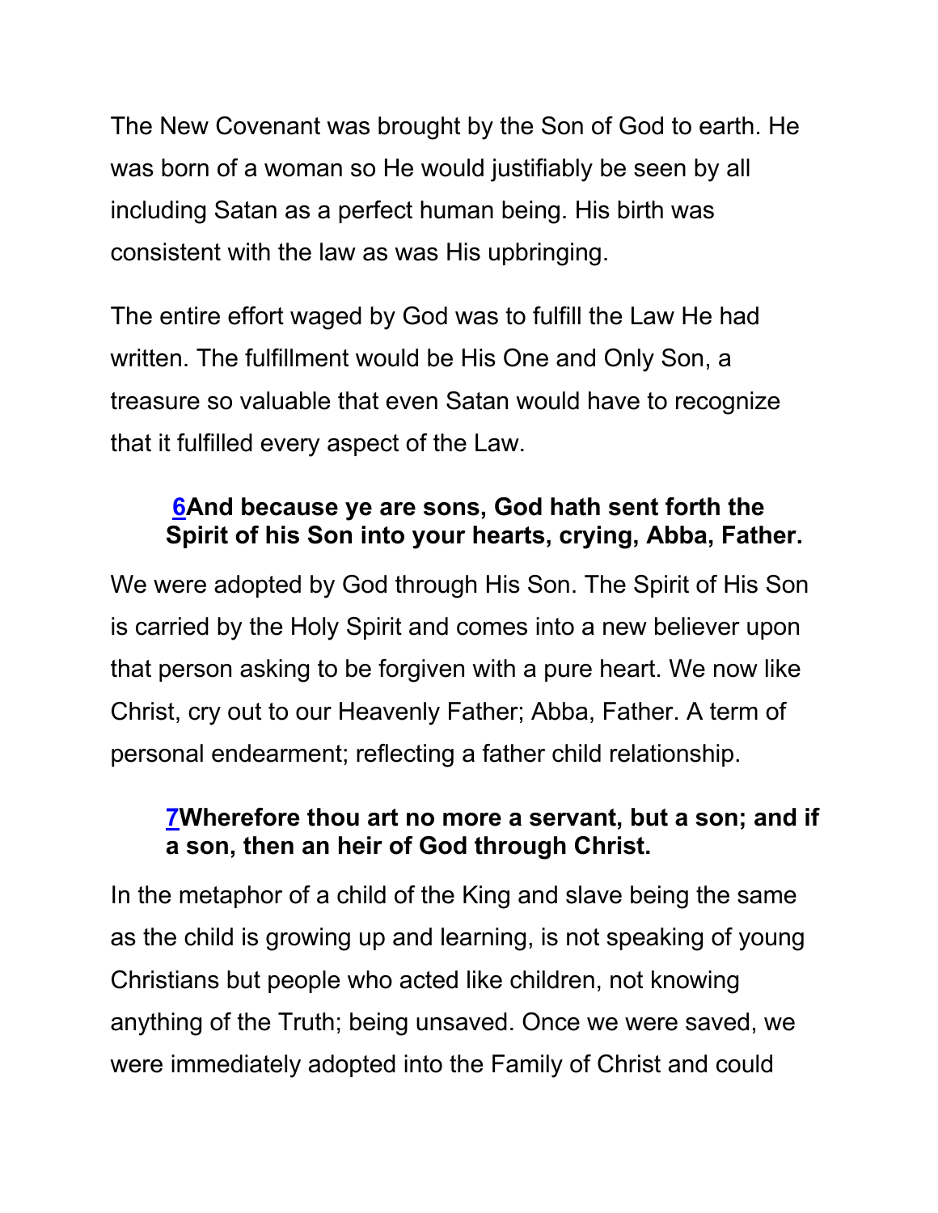The New Covenant was brought by the Son of God to earth. He was born of a woman so He would justifiably be seen by all including Satan as a perfect human being. His birth was consistent with the law as was His upbringing.

The entire effort waged by God was to fulfill the Law He had written. The fulfillment would be His One and Only Son, a treasure so valuable that even Satan would have to recognize that it fulfilled every aspect of the Law.

> **6And because ye are sons, God hath sent forth the Spirit of his Son into your hearts, crying, Abba, Father.**

We were adopted by God through His Son. The Spirit of His Son is carried by the Holy Spirit and comes into a new believer upon that person asking to be forgiven with a pure heart. We now like Christ, cry out to our Heavenly Father; Abba, Father. A term of personal endearment; reflecting a father child relationship.

> **7Wherefore thou art no more a servant, but a son; and if a son, then an heir of God through Christ.**

In the metaphor of a child of the King and slave being the same as the child is growing up and learning, is not speaking of young Christians but people who acted like children, not knowing anything of the Truth; being unsaved. Once we were saved, we were immediately adopted into the Family of Christ and could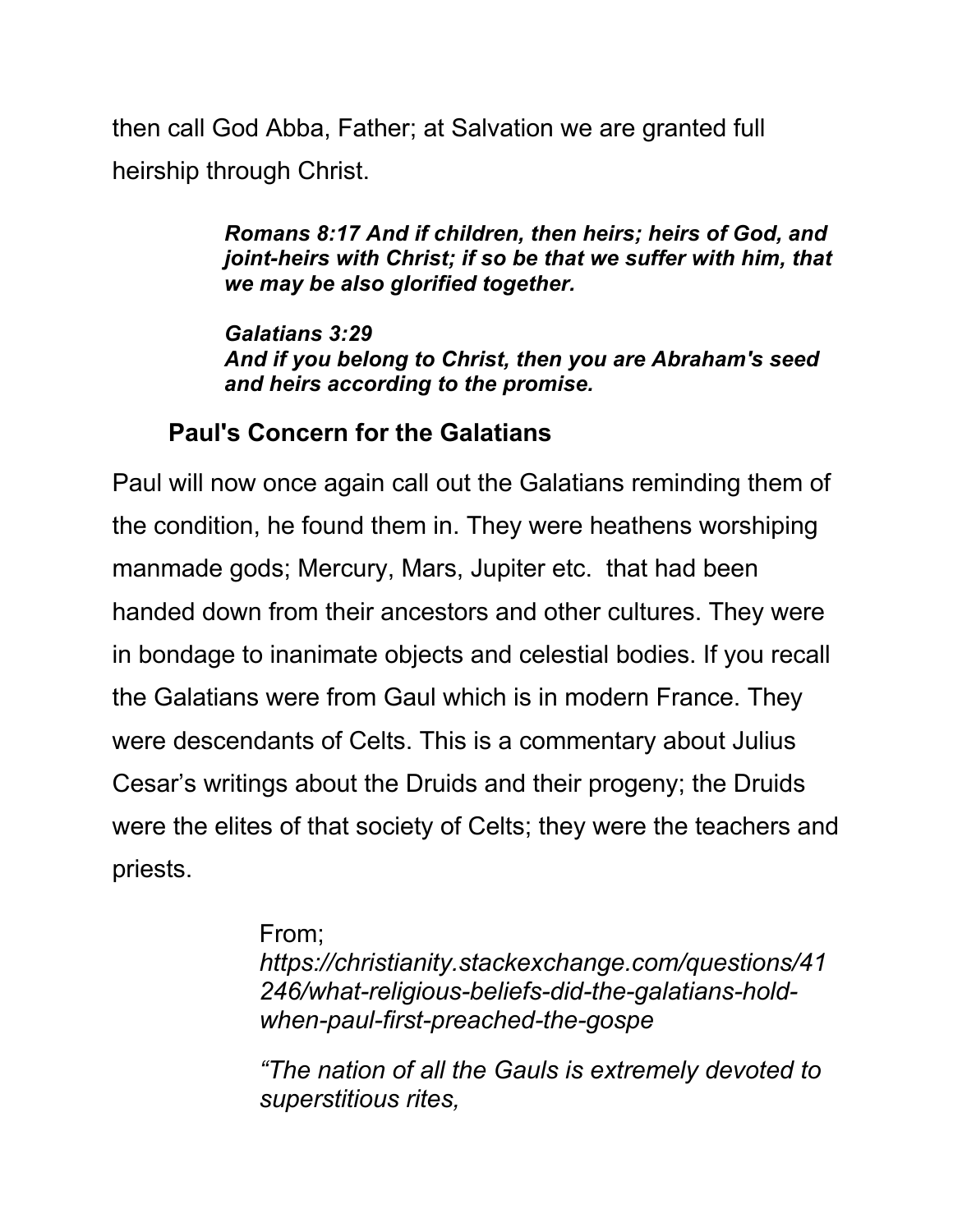then call God Abba, Father; at Salvation we are granted full heirship through Christ.

> ***Romans 8:17 And if children, then heirs; heirs of God, and joint-heirs with Christ; if so be that we suffer with him, that we may be also glorified together.***
>
> ***Galatians 3:29***
> ***And if you belong to Christ, then you are Abraham's seed and heirs according to the promise.***

## Paul's Concern for the Galatians

Paul will now once again call out the Galatians reminding them of the condition, he found them in. They were heathens worshiping manmade gods; Mercury, Mars, Jupiter etc. that had been handed down from their ancestors and other cultures. They were in bondage to inanimate objects and celestial bodies. If you recall the Galatians were from Gaul which is in modern France. They were descendants of Celts. This is a commentary about Julius Cesar's writings about the Druids and their progeny; the Druids were the elites of that society of Celts; they were the teachers and priests.

> From;
> *https://christianity.stackexchange.com/questions/41246/what-religious-beliefs-did-the-galatians-hold-when-paul-first-preached-the-gospe*
>
> *"The nation of all the Gauls is extremely devoted to superstitious rites,*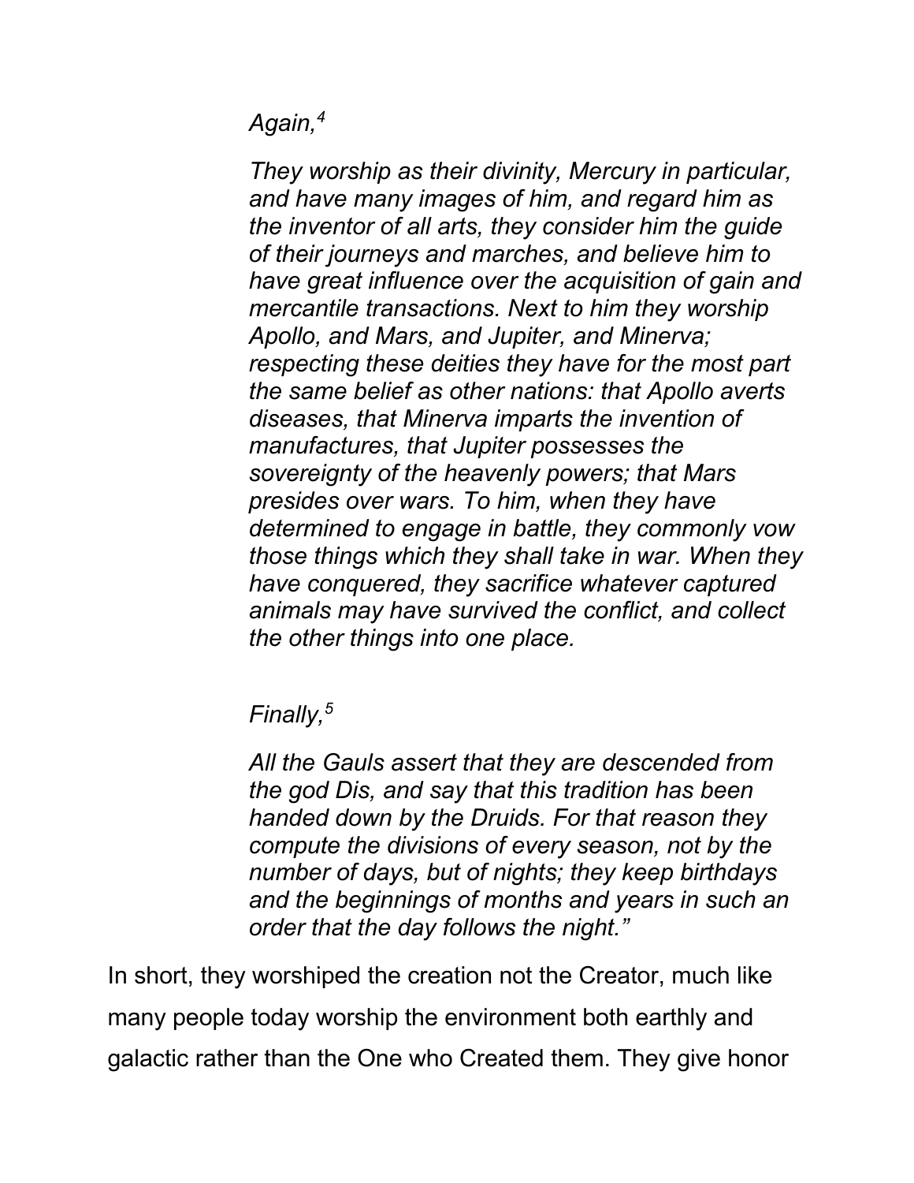*Again,*[4]

> *They worship as their divinity, Mercury in particular, and have many images of him, and regard him as the inventor of all arts, they consider him the guide of their journeys and marches, and believe him to have great influence over the acquisition of gain and mercantile transactions. Next to him they worship Apollo, and Mars, and Jupiter, and Minerva; respecting these deities they have for the most part the same belief as other nations: that Apollo averts diseases, that Minerva imparts the invention of manufactures, that Jupiter possesses the sovereignty of the heavenly powers; that Mars presides over wars. To him, when they have determined to engage in battle, they commonly vow those things which they shall take in war. When they have conquered, they sacrifice whatever captured animals may have survived the conflict, and collect the other things into one place.*

*Finally,*[5]

> *All the Gauls assert that they are descended from the god Dis, and say that this tradition has been handed down by the Druids. For that reason they compute the divisions of every season, not by the number of days, but of nights; they keep birthdays and the beginnings of months and years in such an order that the day follows the night."*

In short, they worshiped the creation not the Creator, much like many people today worship the environment both earthly and galactic rather than the One who Created them. They give honor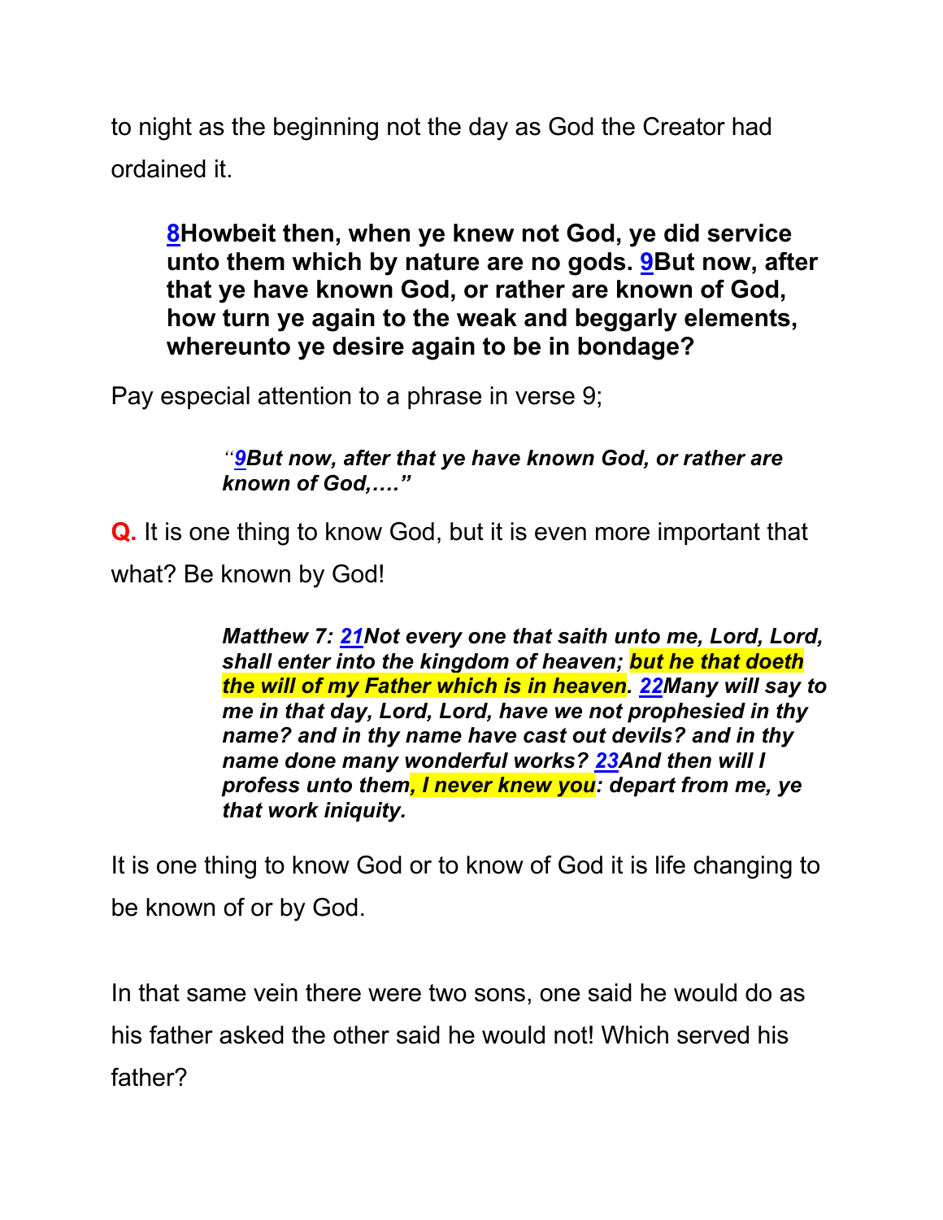to night as the beginning not the day as God the Creator had ordained it.

> **8Howbeit then, when ye knew not God, ye did service unto them which by nature are no gods. 9But now, after that ye have known God, or rather are known of God, how turn ye again to the weak and beggarly elements, whereunto ye desire again to be in bondage?**

Pay especial attention to a phrase in verse 9;

> ***"9But now, after that ye have known God, or rather are known of God,…."***

**Q.** It is one thing to know God, but it is even more important that what? Be known by God!

> ***Matthew 7: 21Not every one that saith unto me, Lord, Lord, shall enter into the kingdom of heaven; but he that doeth the will of my Father which is in heaven. 22Many will say to me in that day, Lord, Lord, have we not prophesied in thy name? and in thy name have cast out devils? and in thy name done many wonderful works? 23And then will I profess unto them, I never knew you: depart from me, ye that work iniquity.***

It is one thing to know God or to know of God it is life changing to be known of or by God.

In that same vein there were two sons, one said he would do as his father asked the other said he would not! Which served his father?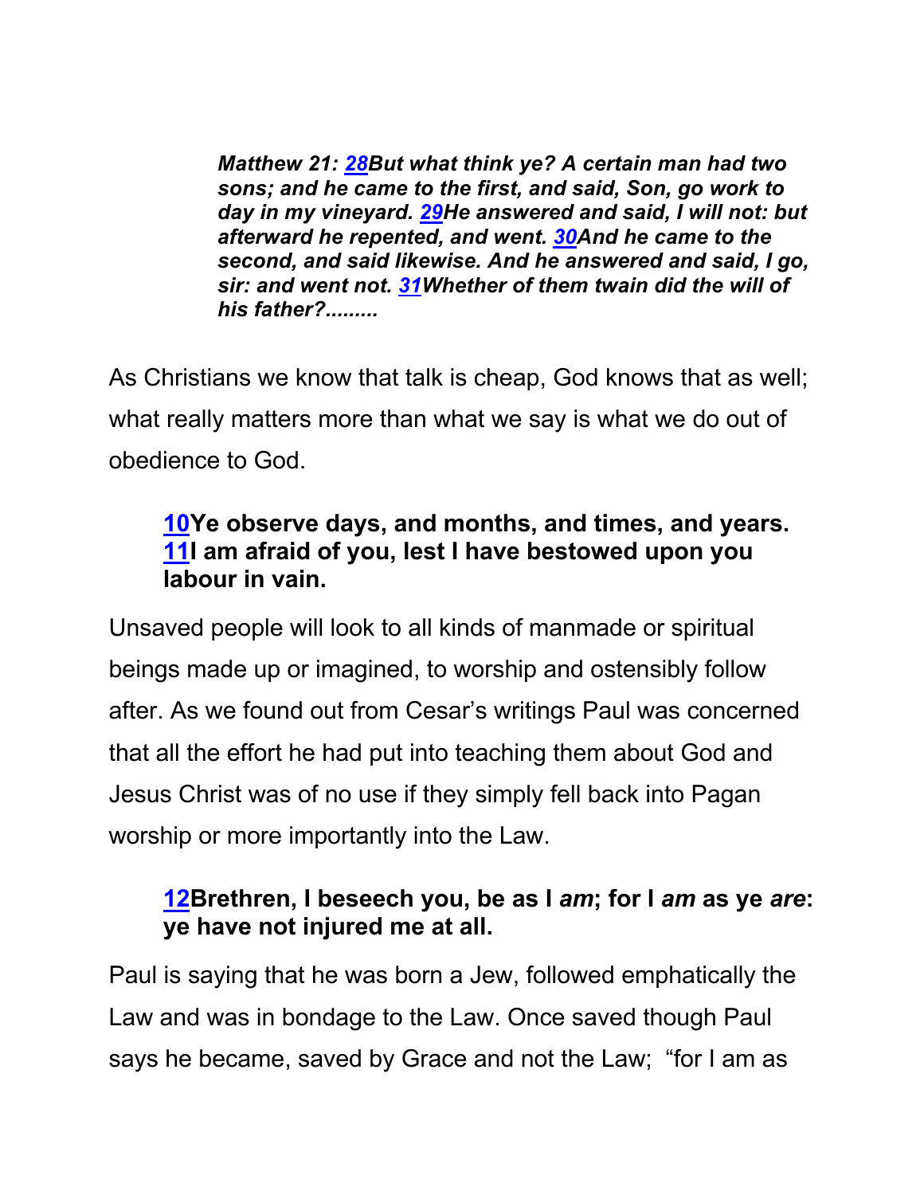> ***Matthew 21: 28But what think ye? A certain man had two sons; and he came to the first, and said, Son, go work to day in my vineyard. 29He answered and said, I will not: but afterward he repented, and went. 30And he came to the second, and said likewise. And he answered and said, I go, sir: and went not. 31Whether of them twain did the will of his father?.........***

As Christians we know that talk is cheap, God knows that as well; what really matters more than what we say is what we do out of obedience to God.

> **10Ye observe days, and months, and times, and years. 11I am afraid of you, lest I have bestowed upon you labour in vain.**

Unsaved people will look to all kinds of manmade or spiritual beings made up or imagined, to worship and ostensibly follow after. As we found out from Cesar's writings Paul was concerned that all the effort he had put into teaching them about God and Jesus Christ was of no use if they simply fell back into Pagan worship or more importantly into the Law.

> **12Brethren, I beseech you, be as I *am*; for I *am* as ye *are*: ye have not injured me at all.**

Paul is saying that he was born a Jew, followed emphatically the Law and was in bondage to the Law. Once saved though Paul says he became, saved by Grace and not the Law; "for I am as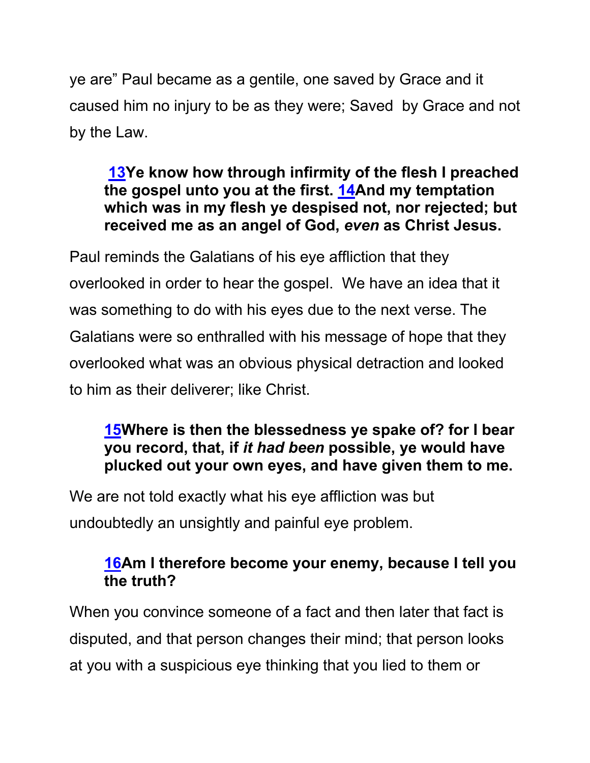ye are" Paul became as a gentile, one saved by Grace and it caused him no injury to be as they were; Saved by Grace and not by the Law.

> **13Ye know how through infirmity of the flesh I preached the gospel unto you at the first. 14And my temptation which was in my flesh ye despised not, nor rejected; but received me as an angel of God, *even* as Christ Jesus.**

Paul reminds the Galatians of his eye affliction that they overlooked in order to hear the gospel. We have an idea that it was something to do with his eyes due to the next verse. The Galatians were so enthralled with his message of hope that they overlooked what was an obvious physical detraction and looked to him as their deliverer; like Christ.

> **15Where is then the blessedness ye spake of? for I bear you record, that, if *it had been* possible, ye would have plucked out your own eyes, and have given them to me.**

We are not told exactly what his eye affliction was but undoubtedly an unsightly and painful eye problem.

> **16Am I therefore become your enemy, because I tell you the truth?**

When you convince someone of a fact and then later that fact is disputed, and that person changes their mind; that person looks at you with a suspicious eye thinking that you lied to them or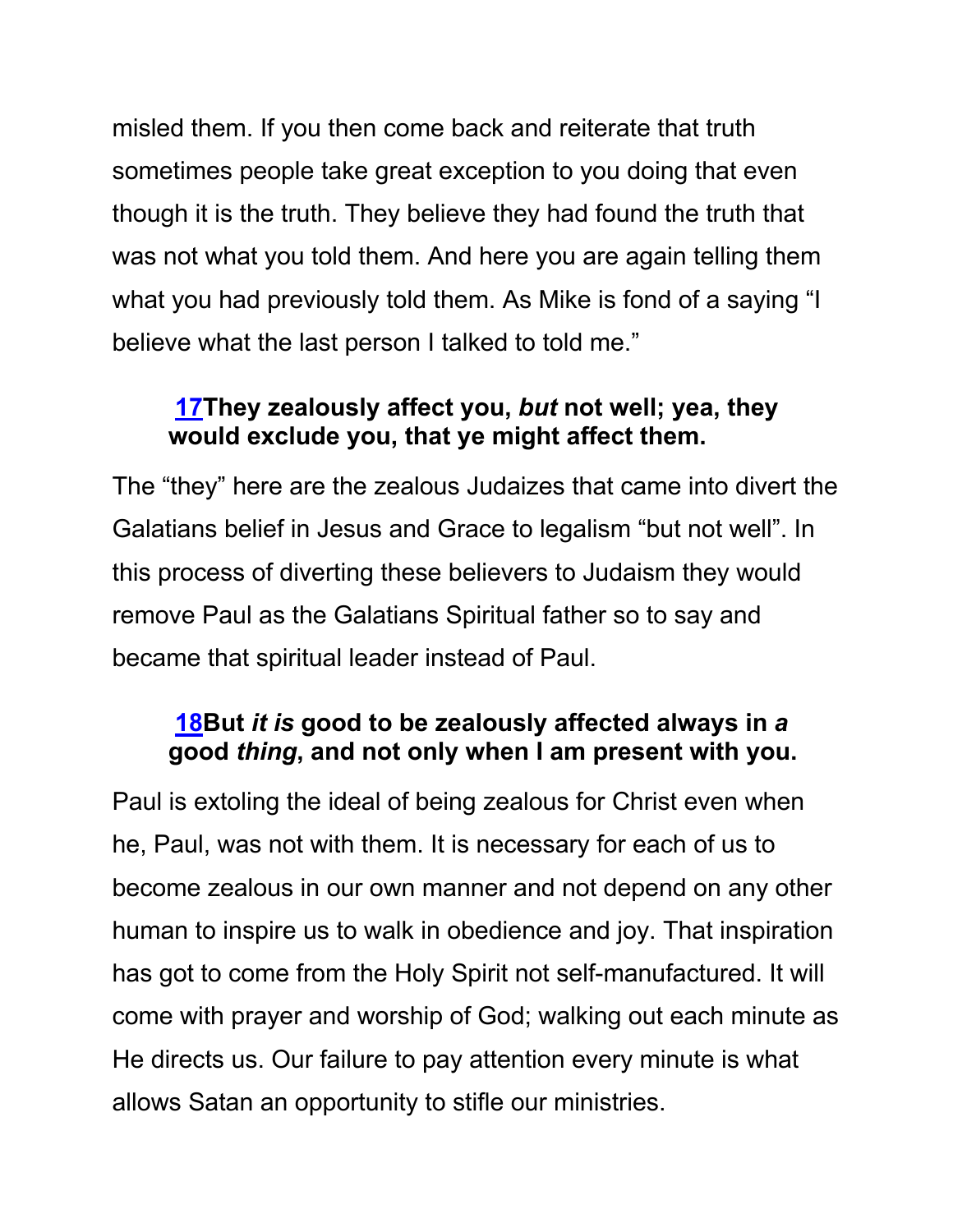misled them. If you then come back and reiterate that truth sometimes people take great exception to you doing that even though it is the truth. They believe they had found the truth that was not what you told them. And here you are again telling them what you had previously told them. As Mike is fond of a saying "I believe what the last person I talked to told me."

> **17They zealously affect you, *but* not well; yea, they would exclude you, that ye might affect them.**

The "they" here are the zealous Judaizes that came into divert the Galatians belief in Jesus and Grace to legalism "but not well". In this process of diverting these believers to Judaism they would remove Paul as the Galatians Spiritual father so to say and became that spiritual leader instead of Paul.

> **18But *it is* good to be zealously affected always in *a* good *thing*, and not only when I am present with you.**

Paul is extoling the ideal of being zealous for Christ even when he, Paul, was not with them. It is necessary for each of us to become zealous in our own manner and not depend on any other human to inspire us to walk in obedience and joy. That inspiration has got to come from the Holy Spirit not self-manufactured. It will come with prayer and worship of God; walking out each minute as He directs us. Our failure to pay attention every minute is what allows Satan an opportunity to stifle our ministries.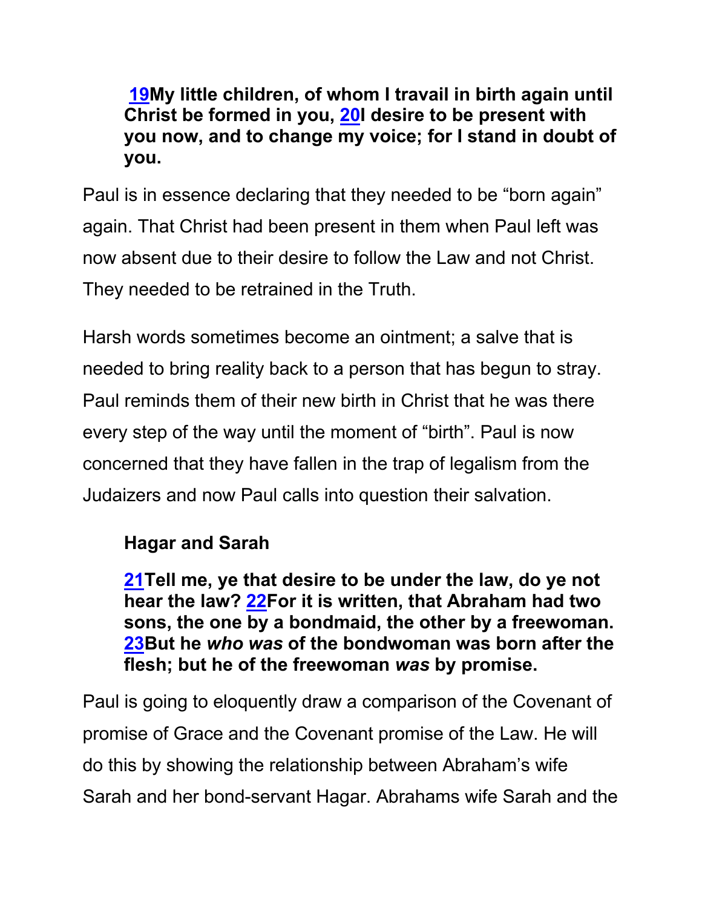**19My little children, of whom I travail in birth again until Christ be formed in you, 20I desire to be present with you now, and to change my voice; for I stand in doubt of you.**

Paul is in essence declaring that they needed to be "born again" again. That Christ had been present in them when Paul left was now absent due to their desire to follow the Law and not Christ. They needed to be retrained in the Truth.

Harsh words sometimes become an ointment; a salve that is needed to bring reality back to a person that has begun to stray. Paul reminds them of their new birth in Christ that he was there every step of the way until the moment of "birth". Paul is now concerned that they have fallen in the trap of legalism from the Judaizers and now Paul calls into question their salvation.

**Hagar and Sarah**

**21Tell me, ye that desire to be under the law, do ye not hear the law? 22For it is written, that Abraham had two sons, the one by a bondmaid, the other by a freewoman. 23But he *who was* of the bondwoman was born after the flesh; but he of the freewoman *was* by promise.**

Paul is going to eloquently draw a comparison of the Covenant of promise of Grace and the Covenant promise of the Law. He will do this by showing the relationship between Abraham's wife Sarah and her bond-servant Hagar. Abrahams wife Sarah and the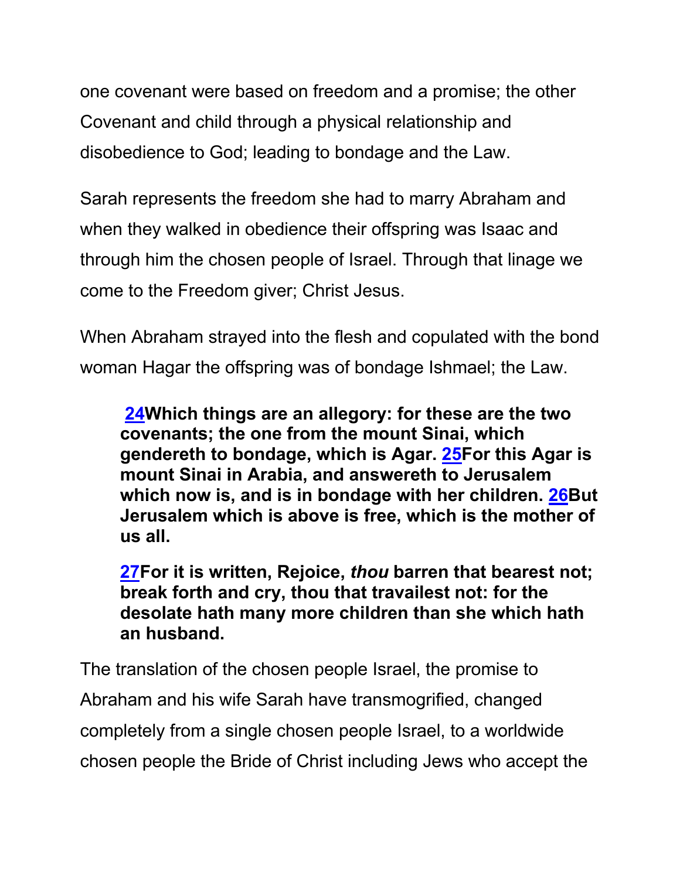one covenant were based on freedom and a promise; the other Covenant and child through a physical relationship and disobedience to God; leading to bondage and the Law.

Sarah represents the freedom she had to marry Abraham and when they walked in obedience their offspring was Isaac and through him the chosen people of Israel. Through that linage we come to the Freedom giver; Christ Jesus.

When Abraham strayed into the flesh and copulated with the bond woman Hagar the offspring was of bondage Ishmael; the Law.

> **24Which things are an allegory: for these are the two covenants; the one from the mount Sinai, which gendereth to bondage, which is Agar. 25For this Agar is mount Sinai in Arabia, and answereth to Jerusalem which now is, and is in bondage with her children. 26But Jerusalem which is above is free, which is the mother of us all.**
>
> **27For it is written, Rejoice, *thou* barren that bearest not; break forth and cry, thou that travailest not: for the desolate hath many more children than she which hath an husband.**

The translation of the chosen people Israel, the promise to Abraham and his wife Sarah have transmogrified, changed completely from a single chosen people Israel, to a worldwide chosen people the Bride of Christ including Jews who accept the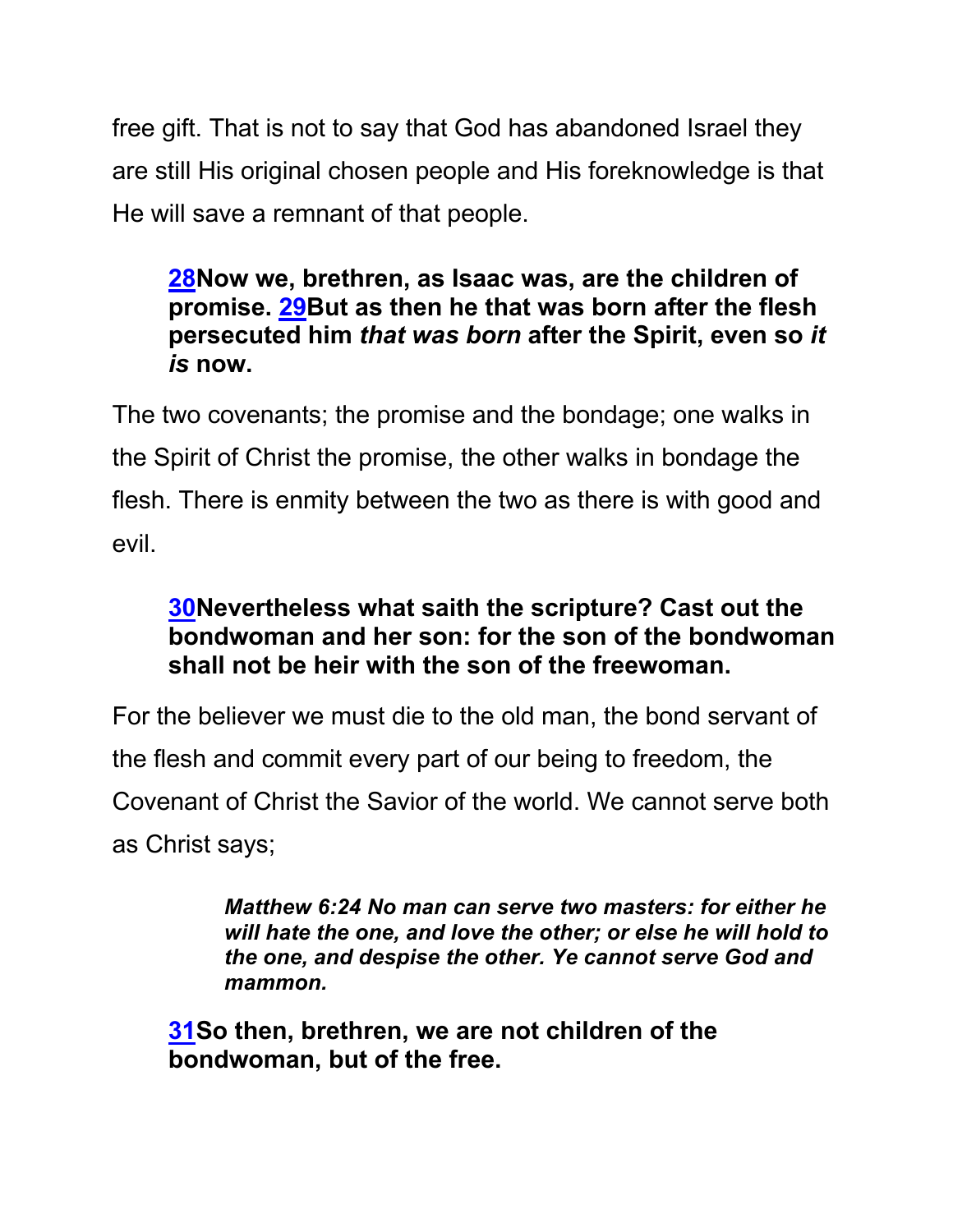free gift. That is not to say that God has abandoned Israel they are still His original chosen people and His foreknowledge is that He will save a remnant of that people.

> **[28](#)Now we, brethren, as Isaac was, are the children of promise. [29](#)But as then he that was born after the flesh persecuted him *that was born* after the Spirit, even so *it is* now.**

The two covenants; the promise and the bondage; one walks in the Spirit of Christ the promise, the other walks in bondage the flesh. There is enmity between the two as there is with good and evil.

> **[30](#)Nevertheless what saith the scripture? Cast out the bondwoman and her son: for the son of the bondwoman shall not be heir with the son of the freewoman.**

For the believer we must die to the old man, the bond servant of the flesh and commit every part of our being to freedom, the Covenant of Christ the Savior of the world. We cannot serve both as Christ says;

> > ***Matthew 6:24 No man can serve two masters: for either he will hate the one, and love the other; or else he will hold to the one, and despise the other. Ye cannot serve God and mammon.***

> **[31](#)So then, brethren, we are not children of the bondwoman, but of the free.**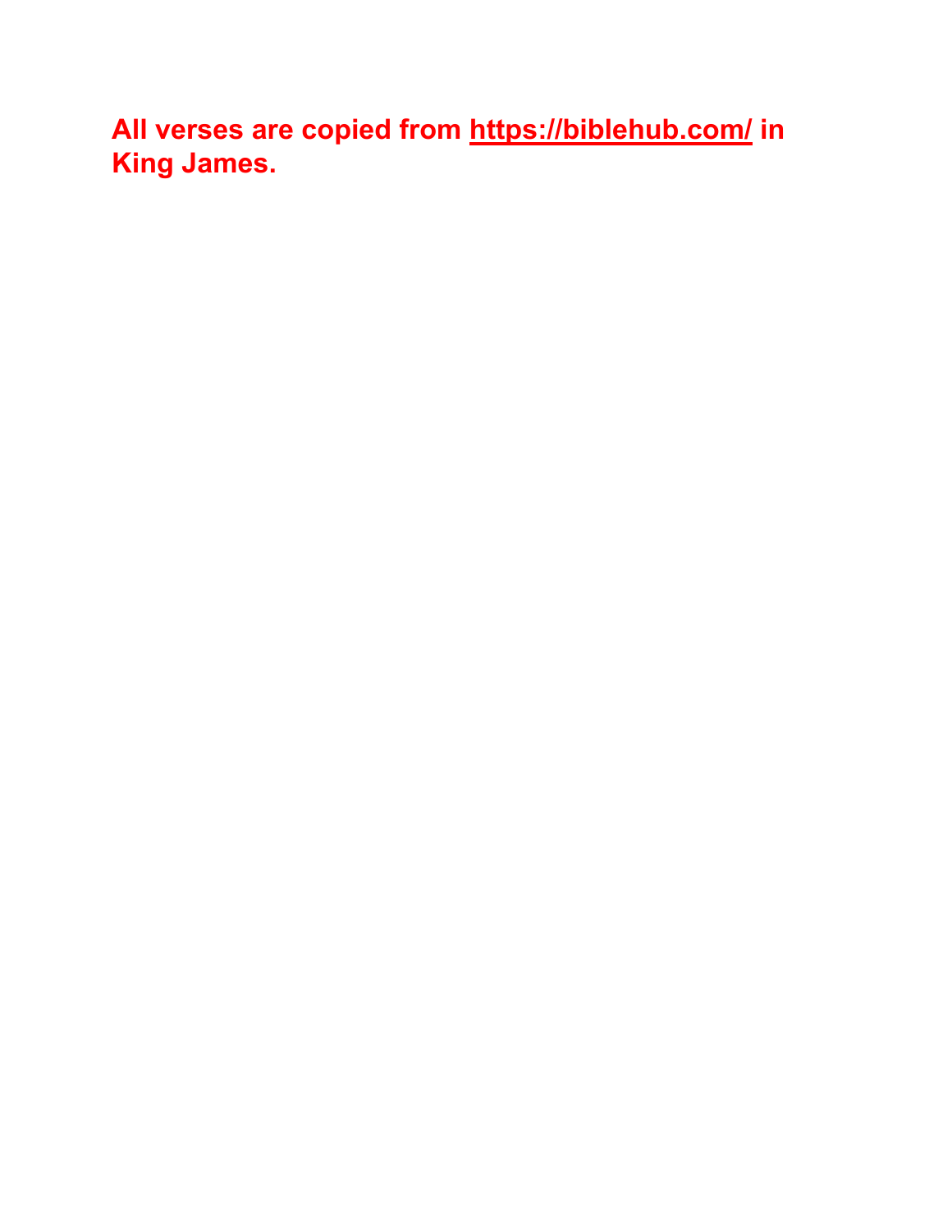**All verses are copied from [https://biblehub.com/](https://biblehub.com/) in King James.**